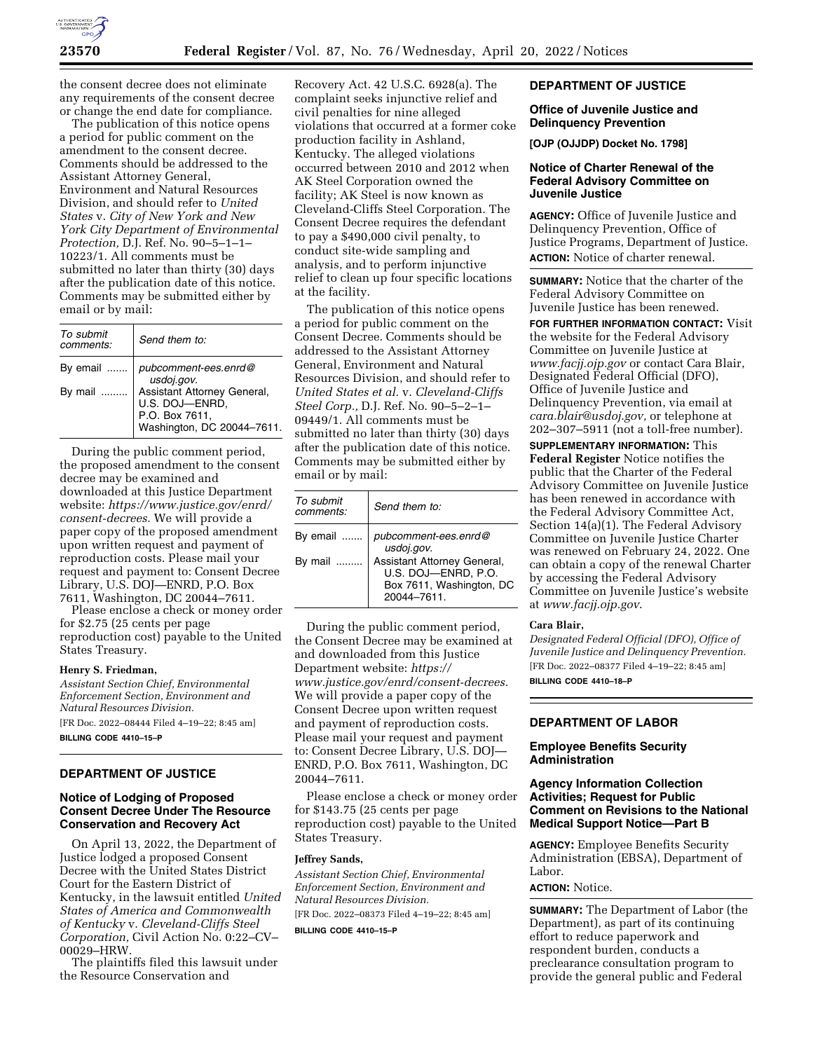the consent decree does not eliminate any requirements of the consent decree or change the end date for compliance.

The publication of this notice opens a period for public comment on the amendment to the consent decree. Comments should be addressed to the Assistant Attorney General, Environment and Natural Resources Division, and should refer to *United States* v. *City of New York and New York City Department of Environmental Protection,* D.J. Ref. No. 90–5–1–1–10223/1. All comments must be submitted no later than thirty (30) days after the publication date of this notice. Comments may be submitted either by email or by mail:

| *To submit comments:* | *Send them to:* |
|---|---|
| By email ....... | *pubcomment-ees.enrd@usdoj.gov.* |
| By mail ......... | Assistant Attorney General, U.S. DOJ—ENRD, P.O. Box 7611, Washington, DC 20044–7611. |

During the public comment period, the proposed amendment to the consent decree may be examined and downloaded at this Justice Department website: *https://www.justice.gov/enrd/consent-decrees.* We will provide a paper copy of the proposed amendment upon written request and payment of reproduction costs. Please mail your request and payment to: Consent Decree Library, U.S. DOJ—ENRD, P.O. Box 7611, Washington, DC 20044–7611.

Please enclose a check or money order for $2.75 (25 cents per page reproduction cost) payable to the United States Treasury.

**Henry S. Friedman,**

*Assistant Section Chief, Environmental Enforcement Section, Environment and Natural Resources Division.*

[FR Doc. 2022–08444 Filed 4–19–22; 8:45 am]

**BILLING CODE 4410–15–P**

## DEPARTMENT OF JUSTICE

### Notice of Lodging of Proposed Consent Decree Under The Resource Conservation and Recovery Act

On April 13, 2022, the Department of Justice lodged a proposed Consent Decree with the United States District Court for the Eastern District of Kentucky, in the lawsuit entitled *United States of America and Commonwealth of Kentucky* v. *Cleveland-Cliffs Steel Corporation,* Civil Action No. 0:22–CV–00029–HRW.

The plaintiffs filed this lawsuit under the Resource Conservation and Recovery Act. 42 U.S.C. 6928(a). The complaint seeks injunctive relief and civil penalties for nine alleged violations that occurred at a former coke production facility in Ashland, Kentucky. The alleged violations occurred between 2010 and 2012 when AK Steel Corporation owned the facility; AK Steel is now known as Cleveland-Cliffs Steel Corporation. The Consent Decree requires the defendant to pay a $490,000 civil penalty, to conduct site-wide sampling and analysis, and to perform injunctive relief to clean up four specific locations at the facility.

The publication of this notice opens a period for public comment on the Consent Decree. Comments should be addressed to the Assistant Attorney General, Environment and Natural Resources Division, and should refer to *United States et al.* v. *Cleveland-Cliffs Steel Corp.,* D.J. Ref. No. 90–5–2–1–09449/1. All comments must be submitted no later than thirty (30) days after the publication date of this notice. Comments may be submitted either by email or by mail:

| *To submit comments:* | *Send them to:* |
|---|---|
| By email ....... | *pubcomment-ees.enrd@usdoj.gov.* |
| By mail ......... | Assistant Attorney General, U.S. DOJ—ENRD, P.O. Box 7611, Washington, DC 20044–7611. |

During the public comment period, the Consent Decree may be examined at and downloaded from this Justice Department website: *https://www.justice.gov/enrd/consent-decrees.* We will provide a paper copy of the Consent Decree upon written request and payment of reproduction costs. Please mail your request and payment to: Consent Decree Library, U.S. DOJ—ENRD, P.O. Box 7611, Washington, DC 20044–7611.

Please enclose a check or money order for $143.75 (25 cents per page reproduction cost) payable to the United States Treasury.

**Jeffrey Sands,**

*Assistant Section Chief, Environmental Enforcement Section, Environment and Natural Resources Division.*

[FR Doc. 2022–08373 Filed 4–19–22; 8:45 am]

**BILLING CODE 4410–15–P**

## DEPARTMENT OF JUSTICE

### Office of Juvenile Justice and Delinquency Prevention

**[OJP (OJJDP) Docket No. 1798]**

### Notice of Charter Renewal of the Federal Advisory Committee on Juvenile Justice

**AGENCY:** Office of Juvenile Justice and Delinquency Prevention, Office of Justice Programs, Department of Justice.

**ACTION:** Notice of charter renewal.

**SUMMARY:** Notice that the charter of the Federal Advisory Committee on Juvenile Justice has been renewed.

**FOR FURTHER INFORMATION CONTACT:** Visit the website for the Federal Advisory Committee on Juvenile Justice at *www.facjj.ojp.gov* or contact Cara Blair, Designated Federal Official (DFO), Office of Juvenile Justice and Delinquency Prevention, via email at *cara.blair@usdoj.gov,* or telephone at 202–307–5911 (not a toll-free number).

**SUPPLEMENTARY INFORMATION:** This **Federal Register** Notice notifies the public that the Charter of the Federal Advisory Committee on Juvenile Justice has been renewed in accordance with the Federal Advisory Committee Act, Section 14(a)(1). The Federal Advisory Committee on Juvenile Justice Charter was renewed on February 24, 2022. One can obtain a copy of the renewal Charter by accessing the Federal Advisory Committee on Juvenile Justice's website at *www.facjj.ojp.gov*.

**Cara Blair,**

*Designated Federal Official (DFO), Office of Juvenile Justice and Delinquency Prevention.*

[FR Doc. 2022–08377 Filed 4–19–22; 8:45 am]

**BILLING CODE 4410–18–P**

## DEPARTMENT OF LABOR

### Employee Benefits Security Administration

### Agency Information Collection Activities; Request for Public Comment on Revisions to the National Medical Support Notice—Part B

**AGENCY:** Employee Benefits Security Administration (EBSA), Department of Labor.

**ACTION:** Notice.

**SUMMARY:** The Department of Labor (the Department), as part of its continuing effort to reduce paperwork and respondent burden, conducts a preclearance consultation program to provide the general public and Federal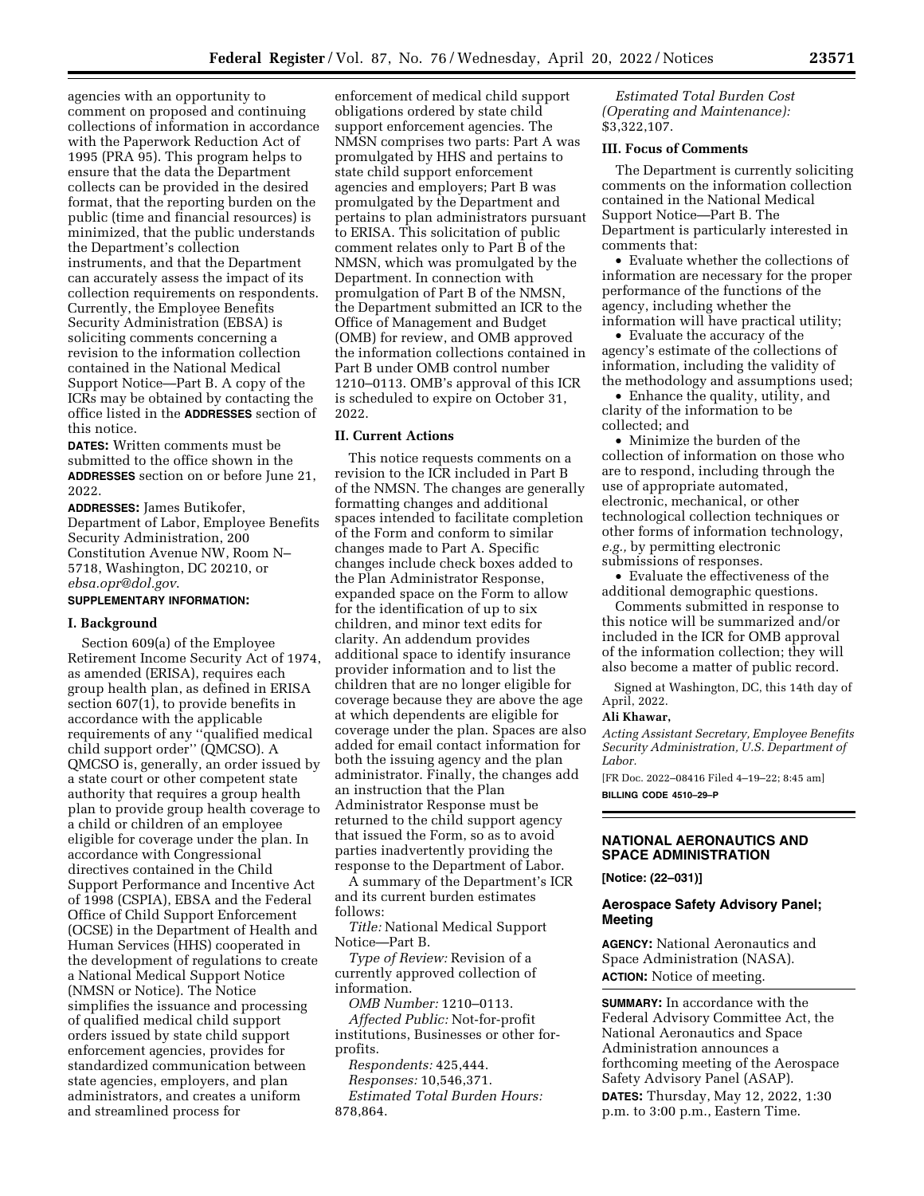agencies with an opportunity to comment on proposed and continuing collections of information in accordance with the Paperwork Reduction Act of 1995 (PRA 95). This program helps to ensure that the data the Department collects can be provided in the desired format, that the reporting burden on the public (time and financial resources) is minimized, that the public understands the Department's collection instruments, and that the Department can accurately assess the impact of its collection requirements on respondents. Currently, the Employee Benefits Security Administration (EBSA) is soliciting comments concerning a revision to the information collection contained in the National Medical Support Notice—Part B. A copy of the ICRs may be obtained by contacting the office listed in the **ADDRESSES** section of this notice.

**DATES:** Written comments must be submitted to the office shown in the **ADDRESSES** section on or before June 21, 2022.

**ADDRESSES:** James Butikofer, Department of Labor, Employee Benefits Security Administration, 200 Constitution Avenue NW, Room N–5718, Washington, DC 20210, or *ebsa.opr@dol.gov*.

**SUPPLEMENTARY INFORMATION:**

## I. Background

Section 609(a) of the Employee Retirement Income Security Act of 1974, as amended (ERISA), requires each group health plan, as defined in ERISA section 607(1), to provide benefits in accordance with the applicable requirements of any ''qualified medical child support order'' (QMCSO). A QMCSO is, generally, an order issued by a state court or other competent state authority that requires a group health plan to provide group health coverage to a child or children of an employee eligible for coverage under the plan. In accordance with Congressional directives contained in the Child Support Performance and Incentive Act of 1998 (CSPIA), EBSA and the Federal Office of Child Support Enforcement (OCSE) in the Department of Health and Human Services (HHS) cooperated in the development of regulations to create a National Medical Support Notice (NMSN or Notice). The Notice simplifies the issuance and processing of qualified medical child support orders issued by state child support enforcement agencies, provides for standardized communication between state agencies, employers, and plan administrators, and creates a uniform and streamlined process for enforcement of medical child support obligations ordered by state child support enforcement agencies. The NMSN comprises two parts: Part A was promulgated by HHS and pertains to state child support enforcement agencies and employers; Part B was promulgated by the Department and pertains to plan administrators pursuant to ERISA. This solicitation of public comment relates only to Part B of the NMSN, which was promulgated by the Department. In connection with promulgation of Part B of the NMSN, the Department submitted an ICR to the Office of Management and Budget (OMB) for review, and OMB approved the information collections contained in Part B under OMB control number 1210–0113. OMB's approval of this ICR is scheduled to expire on October 31, 2022.

## II. Current Actions

This notice requests comments on a revision to the ICR included in Part B of the NMSN. The changes are generally formatting changes and additional spaces intended to facilitate completion of the Form and conform to similar changes made to Part A. Specific changes include check boxes added to the Plan Administrator Response, expanded space on the Form to allow for the identification of up to six children, and minor text edits for clarity. An addendum provides additional space to identify insurance provider information and to list the children that are no longer eligible for coverage because they are above the age at which dependents are eligible for coverage under the plan. Spaces are also added for email contact information for both the issuing agency and the plan administrator. Finally, the changes add an instruction that the Plan Administrator Response must be returned to the child support agency that issued the Form, so as to avoid parties inadvertently providing the response to the Department of Labor.

A summary of the Department's ICR and its current burden estimates follows:

*Title:* National Medical Support Notice—Part B.

*Type of Review:* Revision of a currently approved collection of information.

*OMB Number:* 1210–0113.

*Affected Public:* Not-for-profit institutions, Businesses or other for-profits.

*Respondents:* 425,444.

*Responses:* 10,546,371.

*Estimated Total Burden Hours:* 878,864.

*Estimated Total Burden Cost (Operating and Maintenance):* $3,322,107.

## III. Focus of Comments

The Department is currently soliciting comments on the information collection contained in the National Medical Support Notice—Part B. The Department is particularly interested in comments that:

- Evaluate whether the collections of information are necessary for the proper performance of the functions of the agency, including whether the information will have practical utility;
- Evaluate the accuracy of the agency's estimate of the collections of information, including the validity of the methodology and assumptions used;
- Enhance the quality, utility, and clarity of the information to be collected; and
- Minimize the burden of the collection of information on those who are to respond, including through the use of appropriate automated, electronic, mechanical, or other technological collection techniques or other forms of information technology, *e.g.,* by permitting electronic submissions of responses.
- Evaluate the effectiveness of the additional demographic questions.

Comments submitted in response to this notice will be summarized and/or included in the ICR for OMB approval of the information collection; they will also become a matter of public record.

Signed at Washington, DC, this 14th day of April, 2022.

**Ali Khawar,**

*Acting Assistant Secretary, Employee Benefits Security Administration, U.S. Department of Labor.*

[FR Doc. 2022–08416 Filed 4–19–22; 8:45 am]

**BILLING CODE 4510–29–P**

# NATIONAL AERONAUTICS AND SPACE ADMINISTRATION

**[Notice: (22–031)]**

## Aerospace Safety Advisory Panel; Meeting

**AGENCY:** National Aeronautics and Space Administration (NASA).

**ACTION:** Notice of meeting.

**SUMMARY:** In accordance with the Federal Advisory Committee Act, the National Aeronautics and Space Administration announces a forthcoming meeting of the Aerospace Safety Advisory Panel (ASAP).

**DATES:** Thursday, May 12, 2022, 1:30 p.m. to 3:00 p.m., Eastern Time.